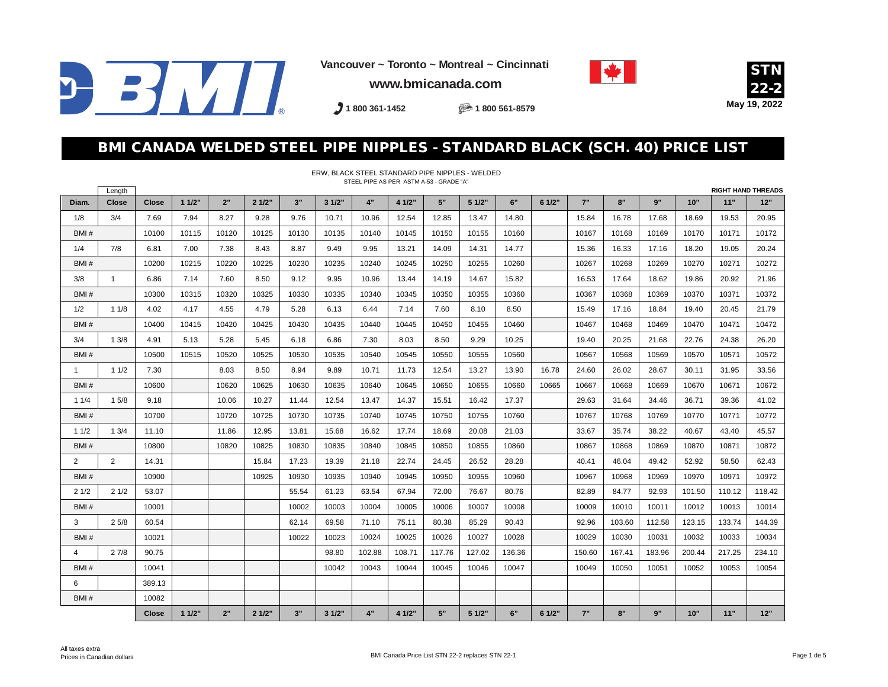Vancouver ~ Toronto ~ Montreal ~ Cincinnati

www.bmicanada.com

1 800 361-1452 | 1 800 561-8579

**STN 22-2**
**May 19, 2022**

# BMI CANADA WELDED STEEL PIPE NIPPLES - STANDARD BLACK (SCH. 40) PRICE LIST

ERW, BLACK STEEL STANDARD PIPE NIPPLES - WELDED
STEEL PIPE AS PER ASTM A-53 - GRADE "A"

**RIGHT HAND THREADS**

| Diam. | Length Close | Close | 1 1/2" | 2" | 2 1/2" | 3" | 3 1/2" | 4" | 4 1/2" | 5" | 5 1/2" | 6" | 6 1/2" | 7" | 8" | 9" | 10" | 11" | 12" |
|---|---|---|---|---|---|---|---|---|---|---|---|---|---|---|---|---|---|---|---|
| 1/8 | 3/4 | 7.69 | 7.94 | 8.27 | 9.28 | 9.76 | 10.71 | 10.96 | 12.54 | 12.85 | 13.47 | 14.80 | | 15.84 | 16.78 | 17.68 | 18.69 | 19.53 | 20.95 |
| BMI # | | 10100 | 10115 | 10120 | 10125 | 10130 | 10135 | 10140 | 10145 | 10150 | 10155 | 10160 | | 10167 | 10168 | 10169 | 10170 | 10171 | 10172 |
| 1/4 | 7/8 | 6.81 | 7.00 | 7.38 | 8.43 | 8.87 | 9.49 | 9.95 | 13.21 | 14.09 | 14.31 | 14.77 | | 15.36 | 16.33 | 17.16 | 18.20 | 19.05 | 20.24 |
| BMI # | | 10200 | 10215 | 10220 | 10225 | 10230 | 10235 | 10240 | 10245 | 10250 | 10255 | 10260 | | 10267 | 10268 | 10269 | 10270 | 10271 | 10272 |
| 3/8 | 1 | 6.86 | 7.14 | 7.60 | 8.50 | 9.12 | 9.95 | 10.96 | 13.44 | 14.19 | 14.67 | 15.82 | | 16.53 | 17.64 | 18.62 | 19.86 | 20.92 | 21.96 |
| BMI # | | 10300 | 10315 | 10320 | 10325 | 10330 | 10335 | 10340 | 10345 | 10350 | 10355 | 10360 | | 10367 | 10368 | 10369 | 10370 | 10371 | 10372 |
| 1/2 | 1 1/8 | 4.02 | 4.17 | 4.55 | 4.79 | 5.28 | 6.13 | 6.44 | 7.14 | 7.60 | 8.10 | 8.50 | | 15.49 | 17.16 | 18.84 | 19.40 | 20.45 | 21.79 |
| BMI # | | 10400 | 10415 | 10420 | 10425 | 10430 | 10435 | 10440 | 10445 | 10450 | 10455 | 10460 | | 10467 | 10468 | 10469 | 10470 | 10471 | 10472 |
| 3/4 | 1 3/8 | 4.91 | 5.13 | 5.28 | 5.45 | 6.18 | 6.86 | 7.30 | 8.03 | 8.50 | 9.29 | 10.25 | | 19.40 | 20.25 | 21.68 | 22.76 | 24.38 | 26.20 |
| BMI # | | 10500 | 10515 | 10520 | 10525 | 10530 | 10535 | 10540 | 10545 | 10550 | 10555 | 10560 | | 10567 | 10568 | 10569 | 10570 | 10571 | 10572 |
| 1 | 1 1/2 | 7.30 | | 8.03 | 8.50 | 8.94 | 9.89 | 10.71 | 11.73 | 12.54 | 13.27 | 13.90 | 16.78 | 24.60 | 26.02 | 28.67 | 30.11 | 31.95 | 33.56 |
| BMI # | | 10600 | | 10620 | 10625 | 10630 | 10635 | 10640 | 10645 | 10650 | 10655 | 10660 | 10665 | 10667 | 10668 | 10669 | 10670 | 10671 | 10672 |
| 1 1/4 | 1 5/8 | 9.18 | | 10.06 | 10.27 | 11.44 | 12.54 | 13.47 | 14.37 | 15.51 | 16.42 | 17.37 | | 29.63 | 31.64 | 34.46 | 36.71 | 39.36 | 41.02 |
| BMI # | | 10700 | | 10720 | 10725 | 10730 | 10735 | 10740 | 10745 | 10750 | 10755 | 10760 | | 10767 | 10768 | 10769 | 10770 | 10771 | 10772 |
| 1 1/2 | 1 3/4 | 11.10 | | 11.86 | 12.95 | 13.81 | 15.68 | 16.62 | 17.74 | 18.69 | 20.08 | 21.03 | | 33.67 | 35.74 | 38.22 | 40.67 | 43.40 | 45.57 |
| BMI # | | 10800 | | 10820 | 10825 | 10830 | 10835 | 10840 | 10845 | 10850 | 10855 | 10860 | | 10867 | 10868 | 10869 | 10870 | 10871 | 10872 |
| 2 | 2 | 14.31 | | | 15.84 | 17.23 | 19.39 | 21.18 | 22.74 | 24.45 | 26.52 | 28.28 | | 40.41 | 46.04 | 49.42 | 52.92 | 58.50 | 62.43 |
| BMI # | | 10900 | | | 10925 | 10930 | 10935 | 10940 | 10945 | 10950 | 10955 | 10960 | | 10967 | 10968 | 10969 | 10970 | 10971 | 10972 |
| 2 1/2 | 2 1/2 | 53.07 | | | | 55.54 | 61.23 | 63.54 | 67.94 | 72.00 | 76.67 | 80.76 | | 82.89 | 84.77 | 92.93 | 101.50 | 110.12 | 118.42 |
| BMI # | | 10001 | | | | 10002 | 10003 | 10004 | 10005 | 10006 | 10007 | 10008 | | 10009 | 10010 | 10011 | 10012 | 10013 | 10014 |
| 3 | 2 5/8 | 60.54 | | | | 62.14 | 69.58 | 71.10 | 75.11 | 80.38 | 85.29 | 90.43 | | 92.96 | 103.60 | 112.58 | 123.15 | 133.74 | 144.39 |
| BMI # | | 10021 | | | | 10022 | 10023 | 10024 | 10025 | 10026 | 10027 | 10028 | | 10029 | 10030 | 10031 | 10032 | 10033 | 10034 |
| 4 | 2 7/8 | 90.75 | | | | | 98.80 | 102.88 | 108.71 | 117.76 | 127.02 | 136.36 | | 150.60 | 167.41 | 183.96 | 200.44 | 217.25 | 234.10 |
| BMI # | | 10041 | | | | | 10042 | 10043 | 10044 | 10045 | 10046 | 10047 | | 10049 | 10050 | 10051 | 10052 | 10053 | 10054 |
| 6 | | 389.13 | | | | | | | | | | | | | | | | | |
| BMI # | | 10082 | | | | | | | | | | | | | | | | | |
| | | Close | 1 1/2" | 2" | 2 1/2" | 3" | 3 1/2" | 4" | 4 1/2" | 5" | 5 1/2" | 6" | 6 1/2" | 7" | 8" | 9" | 10" | 11" | 12" |

All taxes extra
Prices in Canadian dollars

BMI Canada Price List STN 22-2 replaces STN 22-1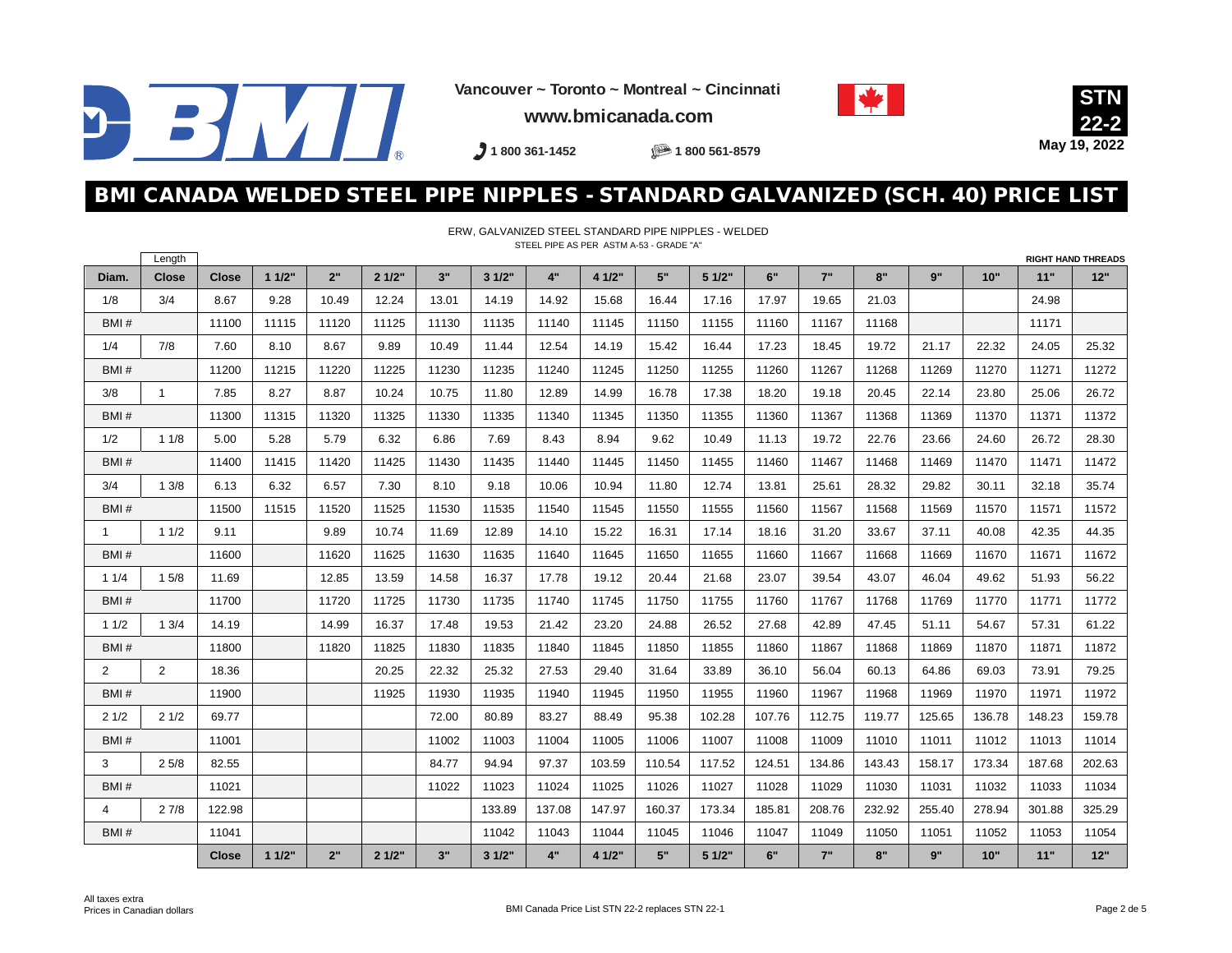Vancouver ~ Toronto ~ Montreal ~ Cincinnati

www.bmicanada.com

1 800 361-1452 1 800 561-8579

**STN 22-2**

**May 19, 2022**

# BMI CANADA WELDED STEEL PIPE NIPPLES - STANDARD GALVANIZED (SCH. 40) PRICE LIST

ERW, GALVANIZED STEEL STANDARD PIPE NIPPLES - WELDED
STEEL PIPE AS PER ASTM A-53 - GRADE "A"

**RIGHT HAND THREADS**

| Diam. | Length Close | Close | 1 1/2" | 2" | 2 1/2" | 3" | 3 1/2" | 4" | 4 1/2" | 5" | 5 1/2" | 6" | 7" | 8" | 9" | 10" | 11" | 12" |
|---|---|---|---|---|---|---|---|---|---|---|---|---|---|---|---|---|---|---|
| 1/8 | 3/4 | 8.67 | 9.28 | 10.49 | 12.24 | 13.01 | 14.19 | 14.92 | 15.68 | 16.44 | 17.16 | 17.97 | 19.65 | 21.03 | | | 24.98 | |
| BMI # | | 11100 | 11115 | 11120 | 11125 | 11130 | 11135 | 11140 | 11145 | 11150 | 11155 | 11160 | 11167 | 11168 | | | 11171 | |
| 1/4 | 7/8 | 7.60 | 8.10 | 8.67 | 9.89 | 10.49 | 11.44 | 12.54 | 14.19 | 15.42 | 16.44 | 17.23 | 18.45 | 19.72 | 21.17 | 22.32 | 24.05 | 25.32 |
| BMI # | | 11200 | 11215 | 11220 | 11225 | 11230 | 11235 | 11240 | 11245 | 11250 | 11255 | 11260 | 11267 | 11268 | 11269 | 11270 | 11271 | 11272 |
| 3/8 | 1 | 7.85 | 8.27 | 8.87 | 10.24 | 10.75 | 11.80 | 12.89 | 14.99 | 16.78 | 17.38 | 18.20 | 19.18 | 20.45 | 22.14 | 23.80 | 25.06 | 26.72 |
| BMI # | | 11300 | 11315 | 11320 | 11325 | 11330 | 11335 | 11340 | 11345 | 11350 | 11355 | 11360 | 11367 | 11368 | 11369 | 11370 | 11371 | 11372 |
| 1/2 | 1 1/8 | 5.00 | 5.28 | 5.79 | 6.32 | 6.86 | 7.69 | 8.43 | 8.94 | 9.62 | 10.49 | 11.13 | 19.72 | 22.76 | 23.66 | 24.60 | 26.72 | 28.30 |
| BMI # | | 11400 | 11415 | 11420 | 11425 | 11430 | 11435 | 11440 | 11445 | 11450 | 11455 | 11460 | 11467 | 11468 | 11469 | 11470 | 11471 | 11472 |
| 3/4 | 1 3/8 | 6.13 | 6.32 | 6.57 | 7.30 | 8.10 | 9.18 | 10.06 | 10.94 | 11.80 | 12.74 | 13.81 | 25.61 | 28.32 | 29.82 | 30.11 | 32.18 | 35.74 |
| BMI # | | 11500 | 11515 | 11520 | 11525 | 11530 | 11535 | 11540 | 11545 | 11550 | 11555 | 11560 | 11567 | 11568 | 11569 | 11570 | 11571 | 11572 |
| 1 | 1 1/2 | 9.11 | | 9.89 | 10.74 | 11.69 | 12.89 | 14.10 | 15.22 | 16.31 | 17.14 | 18.16 | 31.20 | 33.67 | 37.11 | 40.08 | 42.35 | 44.35 |
| BMI # | | 11600 | | 11620 | 11625 | 11630 | 11635 | 11640 | 11645 | 11650 | 11655 | 11660 | 11667 | 11668 | 11669 | 11670 | 11671 | 11672 |
| 1 1/4 | 1 5/8 | 11.69 | | 12.85 | 13.59 | 14.58 | 16.37 | 17.78 | 19.12 | 20.44 | 21.68 | 23.07 | 39.54 | 43.07 | 46.04 | 49.62 | 51.93 | 56.22 |
| BMI # | | 11700 | | 11720 | 11725 | 11730 | 11735 | 11740 | 11745 | 11750 | 11755 | 11760 | 11767 | 11768 | 11769 | 11770 | 11771 | 11772 |
| 1 1/2 | 1 3/4 | 14.19 | | 14.99 | 16.37 | 17.48 | 19.53 | 21.42 | 23.20 | 24.88 | 26.52 | 27.68 | 42.89 | 47.45 | 51.11 | 54.67 | 57.31 | 61.22 |
| BMI # | | 11800 | | 11820 | 11825 | 11830 | 11835 | 11840 | 11845 | 11850 | 11855 | 11860 | 11867 | 11868 | 11869 | 11870 | 11871 | 11872 |
| 2 | 2 | 18.36 | | | 20.25 | 22.32 | 25.32 | 27.53 | 29.40 | 31.64 | 33.89 | 36.10 | 56.04 | 60.13 | 64.86 | 69.03 | 73.91 | 79.25 |
| BMI # | | 11900 | | | 11925 | 11930 | 11935 | 11940 | 11945 | 11950 | 11955 | 11960 | 11967 | 11968 | 11969 | 11970 | 11971 | 11972 |
| 2 1/2 | 2 1/2 | 69.77 | | | | 72.00 | 80.89 | 83.27 | 88.49 | 95.38 | 102.28 | 107.76 | 112.75 | 119.77 | 125.65 | 136.78 | 148.23 | 159.78 |
| BMI # | | 11001 | | | | 11002 | 11003 | 11004 | 11005 | 11006 | 11007 | 11008 | 11009 | 11010 | 11011 | 11012 | 11013 | 11014 |
| 3 | 2 5/8 | 82.55 | | | | 84.77 | 94.94 | 97.37 | 103.59 | 110.54 | 117.52 | 124.51 | 134.86 | 143.43 | 158.17 | 173.34 | 187.68 | 202.63 |
| BMI # | | 11021 | | | | 11022 | 11023 | 11024 | 11025 | 11026 | 11027 | 11028 | 11029 | 11030 | 11031 | 11032 | 11033 | 11034 |
| 4 | 2 7/8 | 122.98 | | | | | 133.89 | 137.08 | 147.97 | 160.37 | 173.34 | 185.81 | 208.76 | 232.92 | 255.40 | 278.94 | 301.88 | 325.29 |
| BMI # | | 11041 | | | | | 11042 | 11043 | 11044 | 11045 | 11046 | 11047 | 11049 | 11050 | 11051 | 11052 | 11053 | 11054 |
| | | Close | 1 1/2" | 2" | 2 1/2" | 3" | 3 1/2" | 4" | 4 1/2" | 5" | 5 1/2" | 6" | 7" | 8" | 9" | 10" | 11" | 12" |

All taxes extra
Prices in Canadian dollars

BMI Canada Price List STN 22-2 replaces STN 22-1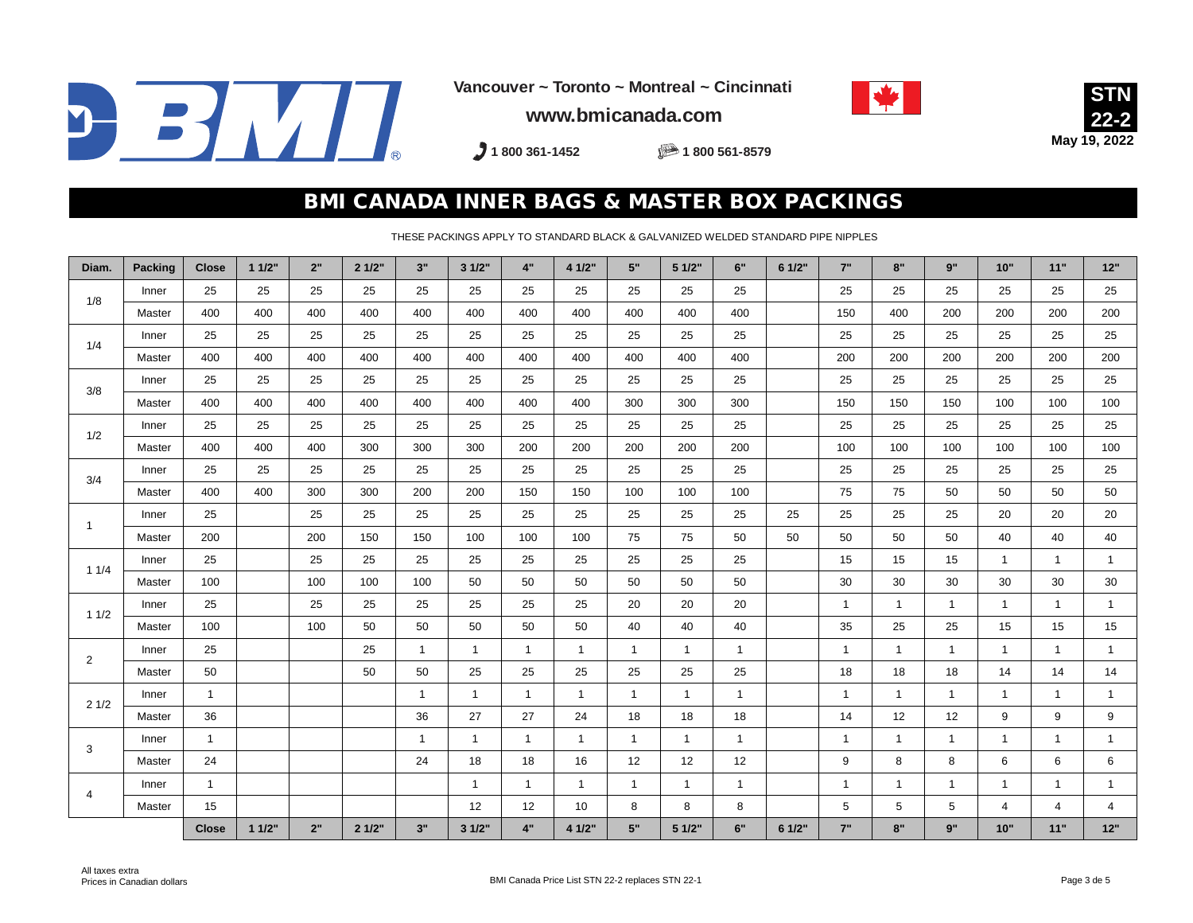Vancouver ~ Toronto ~ Montreal ~ Cincinnati

www.bmicanada.com

1 800 361-1452 1 800 561-8579

**STN 22-2**
**May 19, 2022**

# BMI CANADA INNER BAGS & MASTER BOX PACKINGS

THESE PACKINGS APPLY TO STANDARD BLACK & GALVANIZED WELDED STANDARD PIPE NIPPLES

| Diam. | Packing | Close | 1 1/2" | 2" | 2 1/2" | 3" | 3 1/2" | 4" | 4 1/2" | 5" | 5 1/2" | 6" | 6 1/2" | 7" | 8" | 9" | 10" | 11" | 12" |
|---|---|---|---|---|---|---|---|---|---|---|---|---|---|---|---|---|---|---|---|
| 1/8 | Inner | 25 | 25 | 25 | 25 | 25 | 25 | 25 | 25 | 25 | 25 | 25 | | 25 | 25 | 25 | 25 | 25 | 25 |
| | Master | 400 | 400 | 400 | 400 | 400 | 400 | 400 | 400 | 400 | 400 | 400 | | 150 | 400 | 200 | 200 | 200 | 200 |
| 1/4 | Inner | 25 | 25 | 25 | 25 | 25 | 25 | 25 | 25 | 25 | 25 | 25 | | 25 | 25 | 25 | 25 | 25 | 25 |
| | Master | 400 | 400 | 400 | 400 | 400 | 400 | 400 | 400 | 400 | 400 | 400 | | 200 | 200 | 200 | 200 | 200 | 200 |
| 3/8 | Inner | 25 | 25 | 25 | 25 | 25 | 25 | 25 | 25 | 25 | 25 | 25 | | 25 | 25 | 25 | 25 | 25 | 25 |
| | Master | 400 | 400 | 400 | 400 | 400 | 400 | 400 | 400 | 300 | 300 | 300 | | 150 | 150 | 150 | 100 | 100 | 100 |
| 1/2 | Inner | 25 | 25 | 25 | 25 | 25 | 25 | 25 | 25 | 25 | 25 | 25 | | 25 | 25 | 25 | 25 | 25 | 25 |
| | Master | 400 | 400 | 400 | 300 | 300 | 300 | 200 | 200 | 200 | 200 | 200 | | 100 | 100 | 100 | 100 | 100 | 100 |
| 3/4 | Inner | 25 | 25 | 25 | 25 | 25 | 25 | 25 | 25 | 25 | 25 | 25 | | 25 | 25 | 25 | 25 | 25 | 25 |
| | Master | 400 | 400 | 300 | 300 | 200 | 200 | 150 | 150 | 100 | 100 | 100 | | 75 | 75 | 50 | 50 | 50 | 50 |
| 1 | Inner | 25 | | 25 | 25 | 25 | 25 | 25 | 25 | 25 | 25 | 25 | 25 | 25 | 25 | 25 | 20 | 20 | 20 |
| | Master | 200 | | 200 | 150 | 150 | 100 | 100 | 100 | 75 | 75 | 50 | 50 | 50 | 50 | 50 | 40 | 40 | 40 |
| 1 1/4 | Inner | 25 | | 25 | 25 | 25 | 25 | 25 | 25 | 25 | 25 | 25 | | 15 | 15 | 15 | 1 | 1 | 1 |
| | Master | 100 | | 100 | 100 | 100 | 50 | 50 | 50 | 50 | 50 | 50 | | 30 | 30 | 30 | 30 | 30 | 30 |
| 1 1/2 | Inner | 25 | | 25 | 25 | 25 | 25 | 25 | 25 | 20 | 20 | 20 | | 1 | 1 | 1 | 1 | 1 | 1 |
| | Master | 100 | | 100 | 50 | 50 | 50 | 50 | 50 | 40 | 40 | 40 | | 35 | 25 | 25 | 15 | 15 | 15 |
| 2 | Inner | 25 | | | 25 | 1 | 1 | 1 | 1 | 1 | 1 | 1 | | 1 | 1 | 1 | 1 | 1 | 1 |
| | Master | 50 | | | 50 | 50 | 25 | 25 | 25 | 25 | 25 | 25 | | 18 | 18 | 18 | 14 | 14 | 14 |
| 2 1/2 | Inner | 1 | | | | 1 | 1 | 1 | 1 | 1 | 1 | 1 | | 1 | 1 | 1 | 1 | 1 | 1 |
| | Master | 36 | | | | 36 | 27 | 27 | 24 | 18 | 18 | 18 | | 14 | 12 | 12 | 9 | 9 | 9 |
| 3 | Inner | 1 | | | | 1 | 1 | 1 | 1 | 1 | 1 | 1 | | 1 | 1 | 1 | 1 | 1 | 1 |
| | Master | 24 | | | | 24 | 18 | 18 | 16 | 12 | 12 | 12 | | 9 | 8 | 8 | 6 | 6 | 6 |
| 4 | Inner | 1 | | | | | 1 | 1 | 1 | 1 | 1 | 1 | | 1 | 1 | 1 | 1 | 1 | 1 |
| | Master | 15 | | | | | 12 | 12 | 10 | 8 | 8 | 8 | | 5 | 5 | 5 | 4 | 4 | 4 |
| | | Close | 1 1/2" | 2" | 2 1/2" | 3" | 3 1/2" | 4" | 4 1/2" | 5" | 5 1/2" | 6" | 6 1/2" | 7" | 8" | 9" | 10" | 11" | 12" |

All taxes extra
Prices in Canadian dollars

BMI Canada Price List STN 22-2 replaces STN 22-1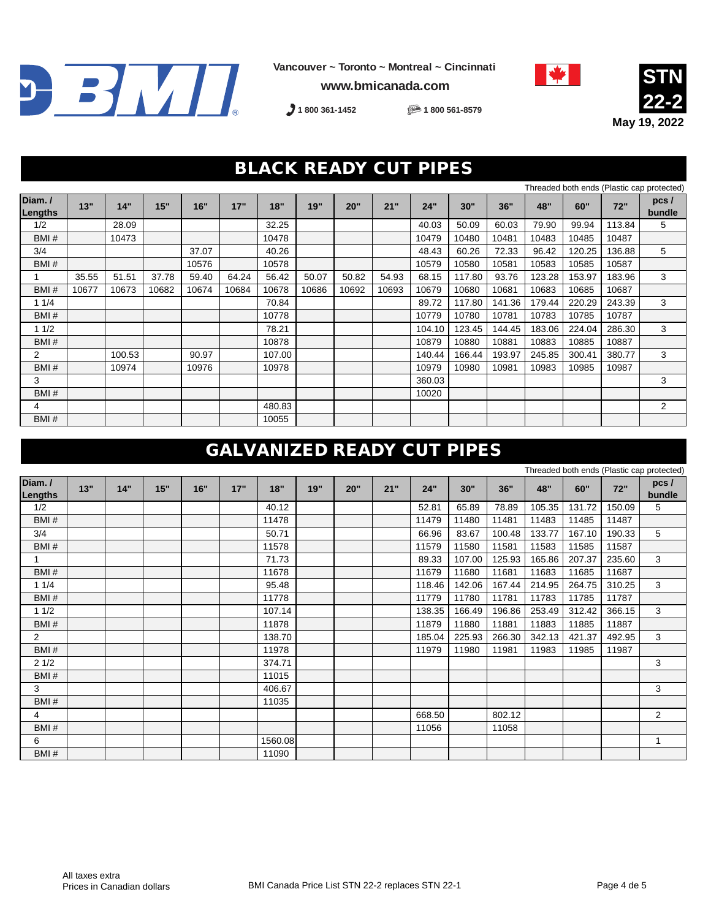Vancouver ~ Toronto ~ Montreal ~ Cincinnati

www.bmicanada.com

1 800 361-1452 | 1 800 561-8579

**STN 22-2**

**May 19, 2022**

## BLACK READY CUT PIPES

Threaded both ends (Plastic cap protected)

| Diam. / Lengths | 13" | 14" | 15" | 16" | 17" | 18" | 19" | 20" | 21" | 24" | 30" | 36" | 48" | 60" | 72" | pcs / bundle |
|---|---|---|---|---|---|---|---|---|---|---|---|---|---|---|---|---|
| 1/2 | | 28.09 | | | | 32.25 | | | | 40.03 | 50.09 | 60.03 | 79.90 | 99.94 | 113.84 | 5 |
| BMI # | | 10473 | | | | 10478 | | | | 10479 | 10480 | 10481 | 10483 | 10485 | 10487 | |
| 3/4 | | | | 37.07 | | 40.26 | | | | 48.43 | 60.26 | 72.33 | 96.42 | 120.25 | 136.88 | 5 |
| BMI # | | | | 10576 | | 10578 | | | | 10579 | 10580 | 10581 | 10583 | 10585 | 10587 | |
| 1 | 35.55 | 51.51 | 37.78 | 59.40 | 64.24 | 56.42 | 50.07 | 50.82 | 54.93 | 68.15 | 117.80 | 93.76 | 123.28 | 153.97 | 183.96 | 3 |
| BMI # | 10677 | 10673 | 10682 | 10674 | 10684 | 10678 | 10686 | 10692 | 10693 | 10679 | 10680 | 10681 | 10683 | 10685 | 10687 | |
| 1 1/4 | | | | | | 70.84 | | | | 89.72 | 117.80 | 141.36 | 179.44 | 220.29 | 243.39 | 3 |
| BMI # | | | | | | 10778 | | | | 10779 | 10780 | 10781 | 10783 | 10785 | 10787 | |
| 1 1/2 | | | | | | 78.21 | | | | 104.10 | 123.45 | 144.45 | 183.06 | 224.04 | 286.30 | 3 |
| BMI # | | | | | | 10878 | | | | 10879 | 10880 | 10881 | 10883 | 10885 | 10887 | |
| 2 | | 100.53 | | 90.97 | | 107.00 | | | | 140.44 | 166.44 | 193.97 | 245.85 | 300.41 | 380.77 | 3 |
| BMI # | | 10974 | | 10976 | | 10978 | | | | 10979 | 10980 | 10981 | 10983 | 10985 | 10987 | |
| 3 | | | | | | | | | | 360.03 | | | | | | 3 |
| BMI # | | | | | | | | | | 10020 | | | | | | |
| 4 | | | | | | 480.83 | | | | | | | | | | 2 |
| BMI # | | | | | | 10055 | | | | | | | | | | |

## GALVANIZED READY CUT PIPES

Threaded both ends (Plastic cap protected)

| Diam. / Lengths | 13" | 14" | 15" | 16" | 17" | 18" | 19" | 20" | 21" | 24" | 30" | 36" | 48" | 60" | 72" | pcs / bundle |
|---|---|---|---|---|---|---|---|---|---|---|---|---|---|---|---|---|
| 1/2 | | | | | | 40.12 | | | | 52.81 | 65.89 | 78.89 | 105.35 | 131.72 | 150.09 | 5 |
| BMI # | | | | | | 11478 | | | | 11479 | 11480 | 11481 | 11483 | 11485 | 11487 | |
| 3/4 | | | | | | 50.71 | | | | 66.96 | 83.67 | 100.48 | 133.77 | 167.10 | 190.33 | 5 |
| BMI # | | | | | | 11578 | | | | 11579 | 11580 | 11581 | 11583 | 11585 | 11587 | |
| 1 | | | | | | 71.73 | | | | 89.33 | 107.00 | 125.93 | 165.86 | 207.37 | 235.60 | 3 |
| BMI # | | | | | | 11678 | | | | 11679 | 11680 | 11681 | 11683 | 11685 | 11687 | |
| 1 1/4 | | | | | | 95.48 | | | | 118.46 | 142.06 | 167.44 | 214.95 | 264.75 | 310.25 | 3 |
| BMI # | | | | | | 11778 | | | | 11779 | 11780 | 11781 | 11783 | 11785 | 11787 | |
| 1 1/2 | | | | | | 107.14 | | | | 138.35 | 166.49 | 196.86 | 253.49 | 312.42 | 366.15 | 3 |
| BMI # | | | | | | 11878 | | | | 11879 | 11880 | 11881 | 11883 | 11885 | 11887 | |
| 2 | | | | | | 138.70 | | | | 185.04 | 225.93 | 266.30 | 342.13 | 421.37 | 492.95 | 3 |
| BMI # | | | | | | 11978 | | | | 11979 | 11980 | 11981 | 11983 | 11985 | 11987 | |
| 2 1/2 | | | | | | 374.71 | | | | | | | | | | 3 |
| BMI # | | | | | | 11015 | | | | | | | | | | |
| 3 | | | | | | 406.67 | | | | | | | | | | 3 |
| BMI # | | | | | | 11035 | | | | | | | | | | |
| 4 | | | | | | | | | | 668.50 | | 802.12 | | | | 2 |
| BMI # | | | | | | | | | | 11056 | | 11058 | | | | |
| 6 | | | | | | 1560.08 | | | | | | | | | | 1 |
| BMI # | | | | | | 11090 | | | | | | | | | | |

All taxes extra
Prices in Canadian dollars

BMI Canada Price List STN 22-2 replaces STN 22-1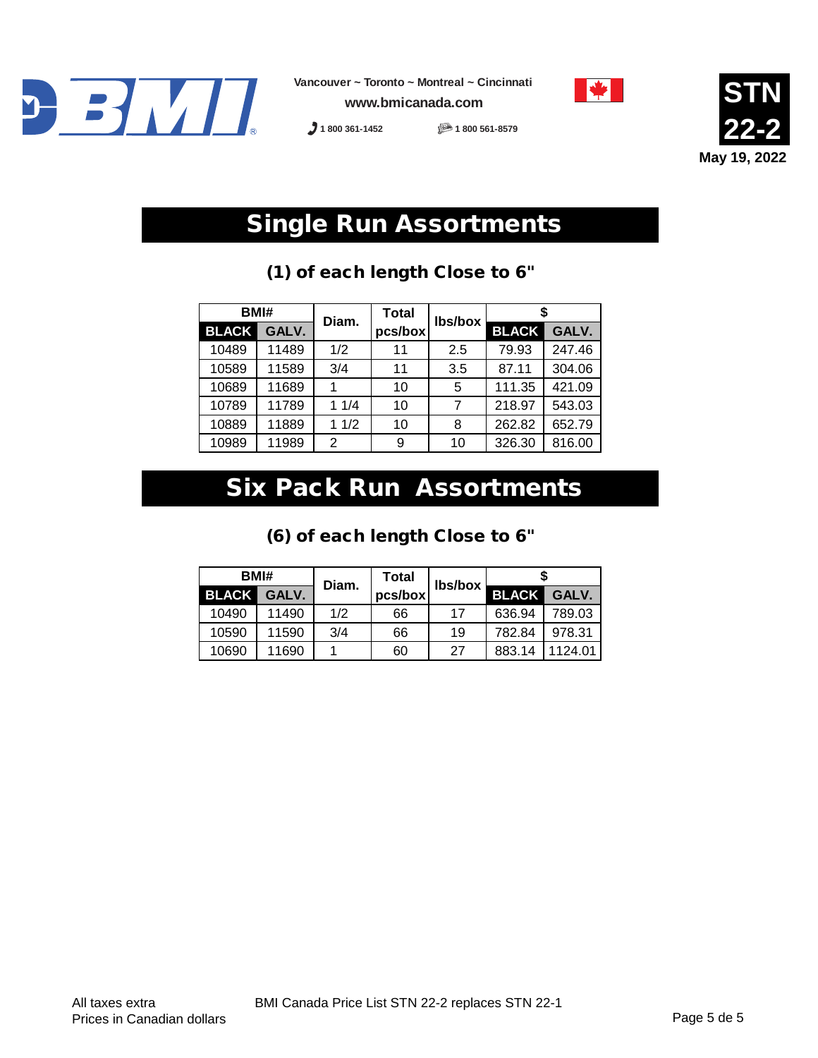Vancouver ~ Toronto ~ Montreal ~ Cincinnati

www.bmicanada.com

1 800 361-1452 1 800 561-8579

**STN 22-2**

**May 19, 2022**

# Single Run Assortments

### (1) of each length Close to 6"

| BMI# | | Diam. | Total pcs/box | lbs/box | $ | |
|---|---|---|---|---|---|---|
| BLACK | GALV. | | | | BLACK | GALV. |
| 10489 | 11489 | 1/2 | 11 | 2.5 | 79.93 | 247.46 |
| 10589 | 11589 | 3/4 | 11 | 3.5 | 87.11 | 304.06 |
| 10689 | 11689 | 1 | 10 | 5 | 111.35 | 421.09 |
| 10789 | 11789 | 1 1/4 | 10 | 7 | 218.97 | 543.03 |
| 10889 | 11889 | 1 1/2 | 10 | 8 | 262.82 | 652.79 |
| 10989 | 11989 | 2 | 9 | 10 | 326.30 | 816.00 |

# Six Pack Run Assortments

### (6) of each length Close to 6"

| BMI# | | Diam. | Total pcs/box | lbs/box | $ | |
|---|---|---|---|---|---|---|
| BLACK | GALV. | | | | BLACK | GALV. |
| 10490 | 11490 | 1/2 | 66 | 17 | 636.94 | 789.03 |
| 10590 | 11590 | 3/4 | 66 | 19 | 782.84 | 978.31 |
| 10690 | 11690 | 1 | 60 | 27 | 883.14 | 1124.01 |

All taxes extra
Prices in Canadian dollars

BMI Canada Price List STN 22-2 replaces STN 22-1